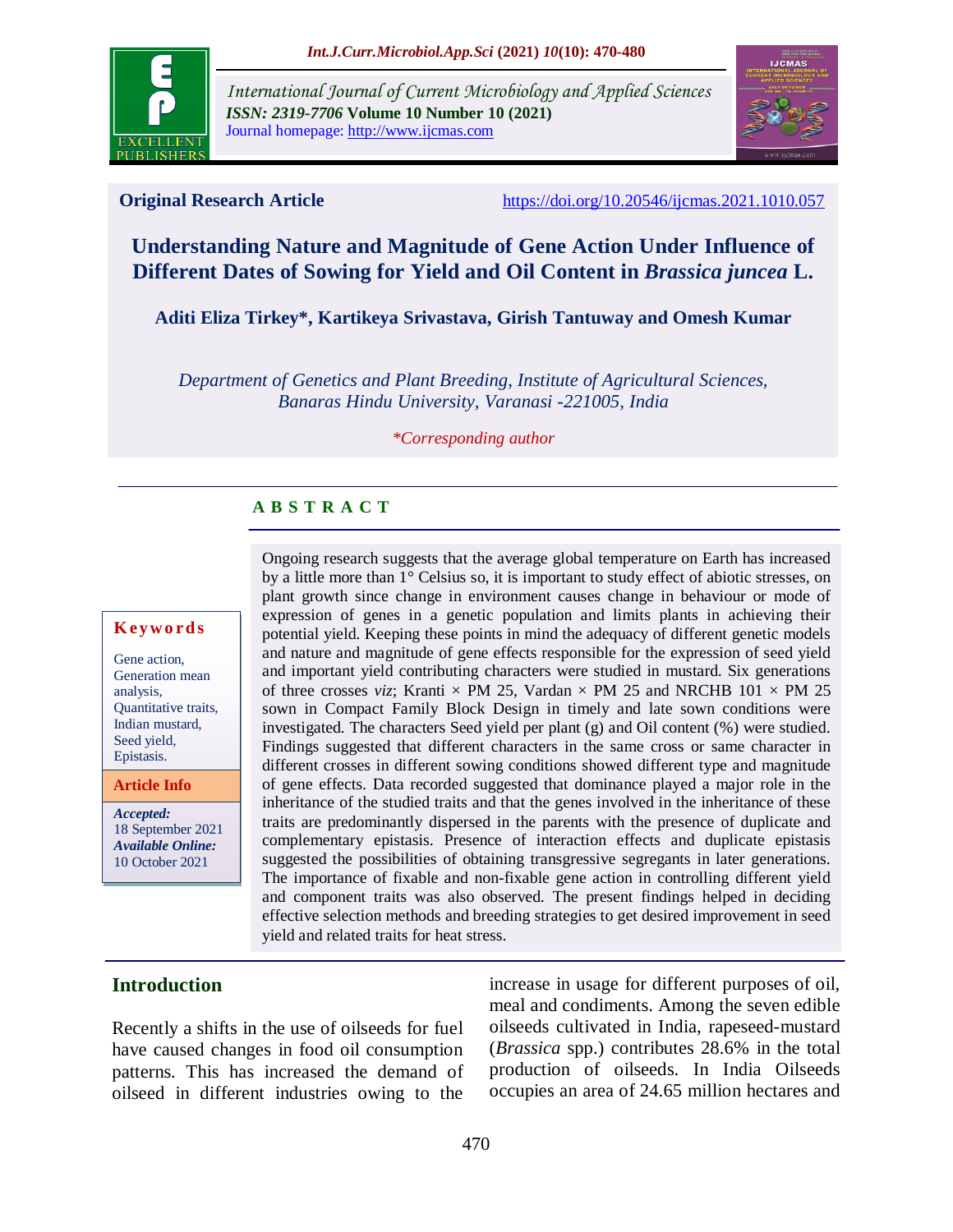International Journal of Current Microbiology and Applied Sciences
*ISSN: 2319-7706* **Volume 10 Number 10 (2021)**
Journal homepage: http://www.ijcmas.com

**Original Research Article** https://doi.org/10.20546/ijcmas.2021.1010.057

# Understanding Nature and Magnitude of Gene Action Under Influence of Different Dates of Sowing for Yield and Oil Content in *Brassica juncea* L.

**Aditi Eliza Tirkey\*, Kartikeya Srivastava, Girish Tantuway and Omesh Kumar**

*Department of Genetics and Plant Breeding, Institute of Agricultural Sciences, Banaras Hindu University, Varanasi -221005, India*

*\*Corresponding author*

## A B S T R A C T

**Keywords**

Gene action, Generation mean analysis, Quantitative traits, Indian mustard, Seed yield, Epistasis.

**Article Info**

***Accepted:***
18 September 2021
***Available Online:***
10 October 2021

Ongoing research suggests that the average global temperature on Earth has increased by a little more than 1° Celsius so, it is important to study effect of abiotic stresses, on plant growth since change in environment causes change in behaviour or mode of expression of genes in a genetic population and limits plants in achieving their potential yield. Keeping these points in mind the adequacy of different genetic models and nature and magnitude of gene effects responsible for the expression of seed yield and important yield contributing characters were studied in mustard. Six generations of three crosses *viz*; Kranti × PM 25, Vardan × PM 25 and NRCHB 101 × PM 25 sown in Compact Family Block Design in timely and late sown conditions were investigated. The characters Seed yield per plant (g) and Oil content (%) were studied. Findings suggested that different characters in the same cross or same character in different crosses in different sowing conditions showed different type and magnitude of gene effects. Data recorded suggested that dominance played a major role in the inheritance of the studied traits and that the genes involved in the inheritance of these traits are predominantly dispersed in the parents with the presence of duplicate and complementary epistasis. Presence of interaction effects and duplicate epistasis suggested the possibilities of obtaining transgressive segregants in later generations. The importance of fixable and non-fixable gene action in controlling different yield and component traits was also observed. The present findings helped in deciding effective selection methods and breeding strategies to get desired improvement in seed yield and related traits for heat stress.

## Introduction

Recently a shifts in the use of oilseeds for fuel have caused changes in food oil consumption patterns. This has increased the demand of oilseed in different industries owing to the increase in usage for different purposes of oil, meal and condiments. Among the seven edible oilseeds cultivated in India, rapeseed-mustard (*Brassica* spp.) contributes 28.6% in the total production of oilseeds. In India Oilseeds occupies an area of 24.65 million hectares and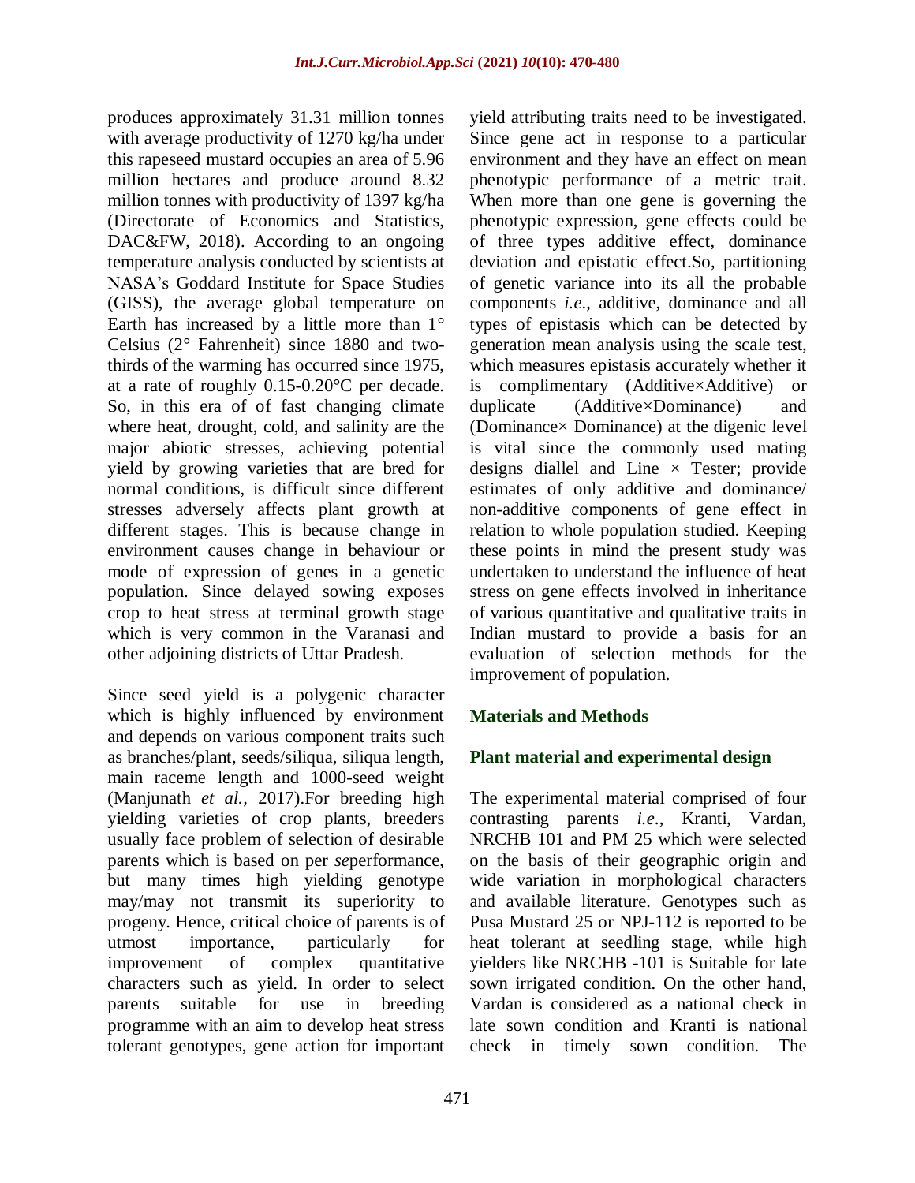produces approximately 31.31 million tonnes with average productivity of 1270 kg/ha under this rapeseed mustard occupies an area of 5.96 million hectares and produce around 8.32 million tonnes with productivity of 1397 kg/ha (Directorate of Economics and Statistics, DAC&FW, 2018). According to an ongoing temperature analysis conducted by scientists at NASA's Goddard Institute for Space Studies (GISS), the average global temperature on Earth has increased by a little more than 1° Celsius (2° Fahrenheit) since 1880 and two-thirds of the warming has occurred since 1975, at a rate of roughly 0.15-0.20°C per decade. So, in this era of of fast changing climate where heat, drought, cold, and salinity are the major abiotic stresses, achieving potential yield by growing varieties that are bred for normal conditions, is difficult since different stresses adversely affects plant growth at different stages. This is because change in environment causes change in behaviour or mode of expression of genes in a genetic population. Since delayed sowing exposes crop to heat stress at terminal growth stage which is very common in the Varanasi and other adjoining districts of Uttar Pradesh.

Since seed yield is a polygenic character which is highly influenced by environment and depends on various component traits such as branches/plant, seeds/siliqua, siliqua length, main raceme length and 1000-seed weight (Manjunath *et al.,* 2017).For breeding high yielding varieties of crop plants, breeders usually face problem of selection of desirable parents which is based on per *se*performance, but many times high yielding genotype may/may not transmit its superiority to progeny. Hence, critical choice of parents is of utmost importance, particularly for improvement of complex quantitative characters such as yield. In order to select parents suitable for use in breeding programme with an aim to develop heat stress tolerant genotypes, gene action for important yield attributing traits need to be investigated. Since gene act in response to a particular environment and they have an effect on mean phenotypic performance of a metric trait. When more than one gene is governing the phenotypic expression, gene effects could be of three types additive effect, dominance deviation and epistatic effect.So, partitioning of genetic variance into its all the probable components *i.e*., additive, dominance and all types of epistasis which can be detected by generation mean analysis using the scale test, which measures epistasis accurately whether it is complimentary (Additive×Additive) or duplicate (Additive×Dominance) and (Dominance× Dominance) at the digenic level is vital since the commonly used mating designs diallel and Line × Tester; provide estimates of only additive and dominance/ non-additive components of gene effect in relation to whole population studied. Keeping these points in mind the present study was undertaken to understand the influence of heat stress on gene effects involved in inheritance of various quantitative and qualitative traits in Indian mustard to provide a basis for an evaluation of selection methods for the improvement of population.

## Materials and Methods

### Plant material and experimental design

The experimental material comprised of four contrasting parents *i.e*., Kranti, Vardan, NRCHB 101 and PM 25 which were selected on the basis of their geographic origin and wide variation in morphological characters and available literature. Genotypes such as Pusa Mustard 25 or NPJ-112 is reported to be heat tolerant at seedling stage, while high yielders like NRCHB -101 is Suitable for late sown irrigated condition. On the other hand, Vardan is considered as a national check in late sown condition and Kranti is national check in timely sown condition. The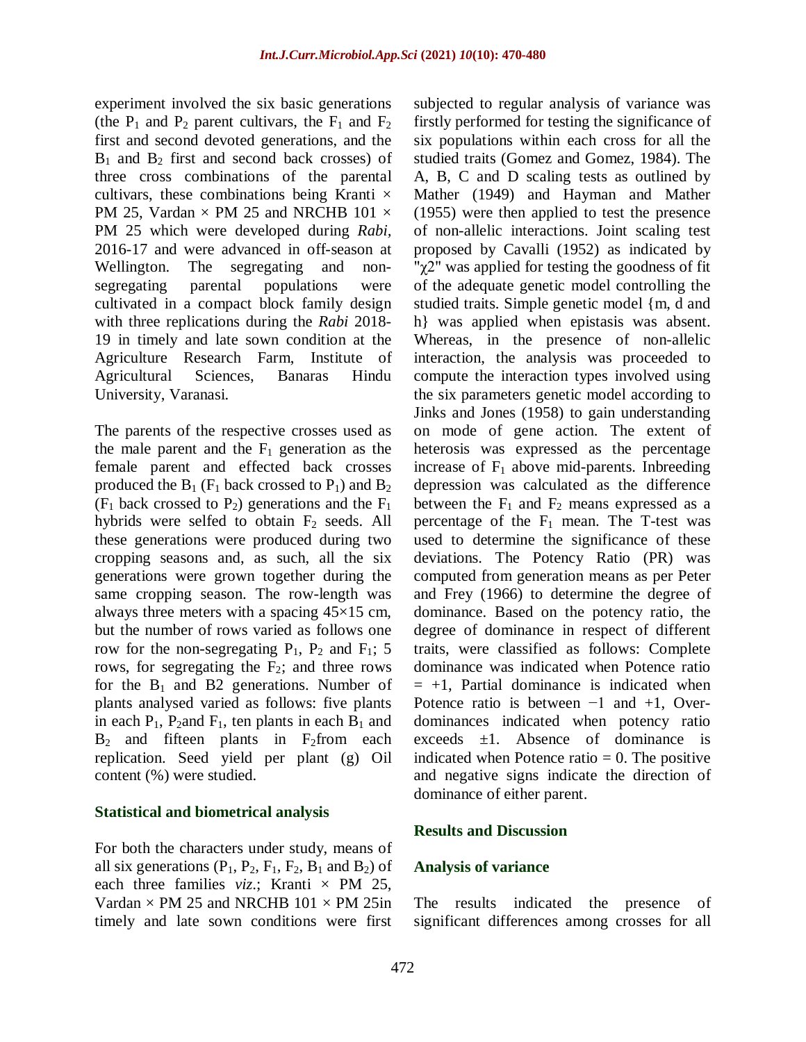experiment involved the six basic generations (the $P_1$ and $P_2$ parent cultivars, the $F_1$ and $F_2$ first and second devoted generations, and the $B_1$ and $B_2$ first and second back crosses) of three cross combinations of the parental cultivars, these combinations being Kranti × PM 25, Vardan × PM 25 and NRCHB 101 × PM 25 which were developed during *Rabi*, 2016-17 and were advanced in off-season at Wellington. The segregating and non-segregating parental populations were cultivated in a compact block family design with three replications during the *Rabi* 2018-19 in timely and late sown condition at the Agriculture Research Farm, Institute of Agricultural Sciences, Banaras Hindu University, Varanasi.

The parents of the respective crosses used as the male parent and the $F_1$ generation as the female parent and effected back crosses produced the $B_1$ ($F_1$ back crossed to $P_1$) and $B_2$ ($F_1$ back crossed to $P_2$) generations and the $F_1$ hybrids were selfed to obtain $F_2$ seeds. All these generations were produced during two cropping seasons and, as such, all the six generations were grown together during the same cropping season. The row-length was always three meters with a spacing 45×15 cm, but the number of rows varied as follows one row for the non-segregating $P_1$, $P_2$ and $F_1$; 5 rows, for segregating the $F_2$; and three rows for the $B_1$ and B2 generations. Number of plants analysed varied as follows: five plants in each $P_1$, $P_2$and $F_1$, ten plants in each $B_1$ and $B_2$ and fifteen plants in $F_2$from each replication. Seed yield per plant (g) Oil content (%) were studied.

## Statistical and biometrical analysis

For both the characters under study, means of all six generations ($P_1$, $P_2$, $F_1$, $F_2$, $B_1$ and $B_2$) of each three families *viz*.; Kranti × PM 25, Vardan × PM 25 and NRCHB 101 × PM 25in timely and late sown conditions were first subjected to regular analysis of variance was firstly performed for testing the significance of six populations within each cross for all the studied traits (Gomez and Gomez, 1984). The A, B, C and D scaling tests as outlined by Mather (1949) and Hayman and Mather (1955) were then applied to test the presence of non-allelic interactions. Joint scaling test proposed by Cavalli (1952) as indicated by "$\chi 2$" was applied for testing the goodness of fit of the adequate genetic model controlling the studied traits. Simple genetic model {m, d and h} was applied when epistasis was absent. Whereas, in the presence of non-allelic interaction, the analysis was proceeded to compute the interaction types involved using the six parameters genetic model according to Jinks and Jones (1958) to gain understanding on mode of gene action. The extent of heterosis was expressed as the percentage increase of $F_1$ above mid-parents. Inbreeding depression was calculated as the difference between the $F_1$ and $F_2$ means expressed as a percentage of the $F_1$ mean. The T-test was used to determine the significance of these deviations. The Potency Ratio (PR) was computed from generation means as per Peter and Frey (1966) to determine the degree of dominance. Based on the potency ratio, the degree of dominance in respect of different traits, were classified as follows: Complete dominance was indicated when Potence ratio = +1, Partial dominance is indicated when Potence ratio is between −1 and +1, Over-dominances indicated when potency ratio exceeds ±1. Absence of dominance is indicated when Potence ratio = 0. The positive and negative signs indicate the direction of dominance of either parent.

## Results and Discussion

### Analysis of variance

The results indicated the presence of significant differences among crosses for all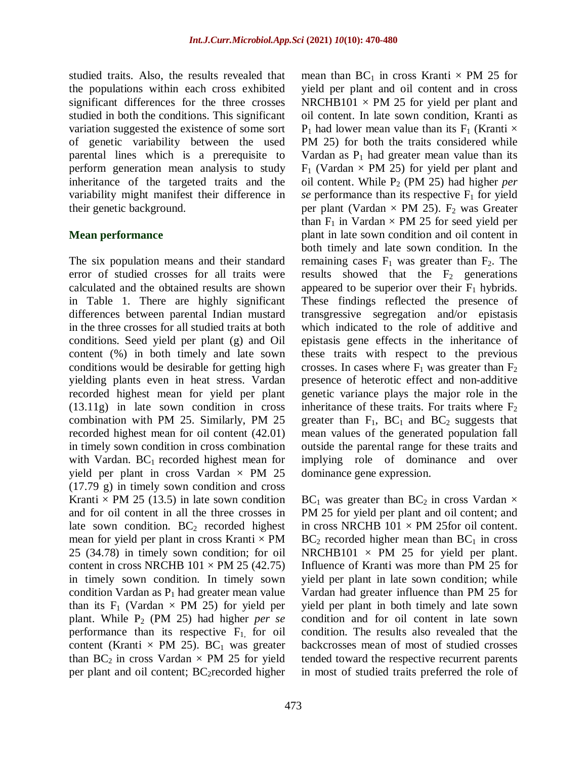studied traits. Also, the results revealed that the populations within each cross exhibited significant differences for the three crosses studied in both the conditions. This significant variation suggested the existence of some sort of genetic variability between the used parental lines which is a prerequisite to perform generation mean analysis to study inheritance of the targeted traits and the variability might manifest their difference in their genetic background.

## Mean performance

The six population means and their standard error of studied crosses for all traits were calculated and the obtained results are shown in Table 1. There are highly significant differences between parental Indian mustard in the three crosses for all studied traits at both conditions. Seed yield per plant (g) and Oil content (%) in both timely and late sown conditions would be desirable for getting high yielding plants even in heat stress. Vardan recorded highest mean for yield per plant (13.11g) in late sown condition in cross combination with PM 25. Similarly, PM 25 recorded highest mean for oil content (42.01) in timely sown condition in cross combination with Vardan. $BC_1$ recorded highest mean for yield per plant in cross Vardan × PM 25 (17.79 g) in timely sown condition and cross Kranti × PM 25 (13.5) in late sown condition and for oil content in all the three crosses in late sown condition. $BC_2$ recorded highest mean for yield per plant in cross Kranti × PM 25 (34.78) in timely sown condition; for oil content in cross NRCHB 101 × PM 25 (42.75) in timely sown condition. In timely sown condition Vardan as $P_1$ had greater mean value than its $F_1$ (Vardan × PM 25) for yield per plant. While $P_2$ (PM 25) had higher *per se* performance than its respective $F_1$, for oil content (Kranti × PM 25). $BC_1$ was greater than $BC_2$ in cross Vardan × PM 25 for yield per plant and oil content; $BC_2$recorded higher mean than $BC_1$ in cross Kranti × PM 25 for yield per plant and oil content and in cross NRCHB101 × PM 25 for yield per plant and oil content. In late sown condition, Kranti as $P_1$ had lower mean value than its $F_1$ (Kranti × PM 25) for both the traits considered while Vardan as $P_1$ had greater mean value than its $F_1$ (Vardan × PM 25) for yield per plant and oil content. While $P_2$ (PM 25) had higher *per se* performance than its respective $F_1$ for yield per plant (Vardan × PM 25). $F_2$ was Greater than $F_1$ in Vardan × PM 25 for seed yield per plant in late sown condition and oil content in both timely and late sown condition. In the remaining cases $F_1$ was greater than $F_2$. The results showed that the $F_2$ generations appeared to be superior over their $F_1$ hybrids. These findings reflected the presence of transgressive segregation and/or epistasis which indicated to the role of additive and epistasis gene effects in the inheritance of these traits with respect to the previous crosses. In cases where $F_1$ was greater than $F_2$ presence of heterotic effect and non-additive genetic variance plays the major role in the inheritance of these traits. For traits where $F_2$ greater than $F_1$, $BC_1$ and $BC_2$ suggests that mean values of the generated population fall outside the parental range for these traits and implying role of dominance and over dominance gene expression.

$BC_1$ was greater than $BC_2$ in cross Vardan × PM 25 for yield per plant and oil content; and in cross NRCHB 101 × PM 25for oil content. $BC_2$ recorded higher mean than $BC_1$ in cross NRCHB101 × PM 25 for yield per plant. Influence of Kranti was more than PM 25 for yield per plant in late sown condition; while Vardan had greater influence than PM 25 for yield per plant in both timely and late sown condition and for oil content in late sown condition. The results also revealed that the backcrosses mean of most of studied crosses tended toward the respective recurrent parents in most of studied traits preferred the role of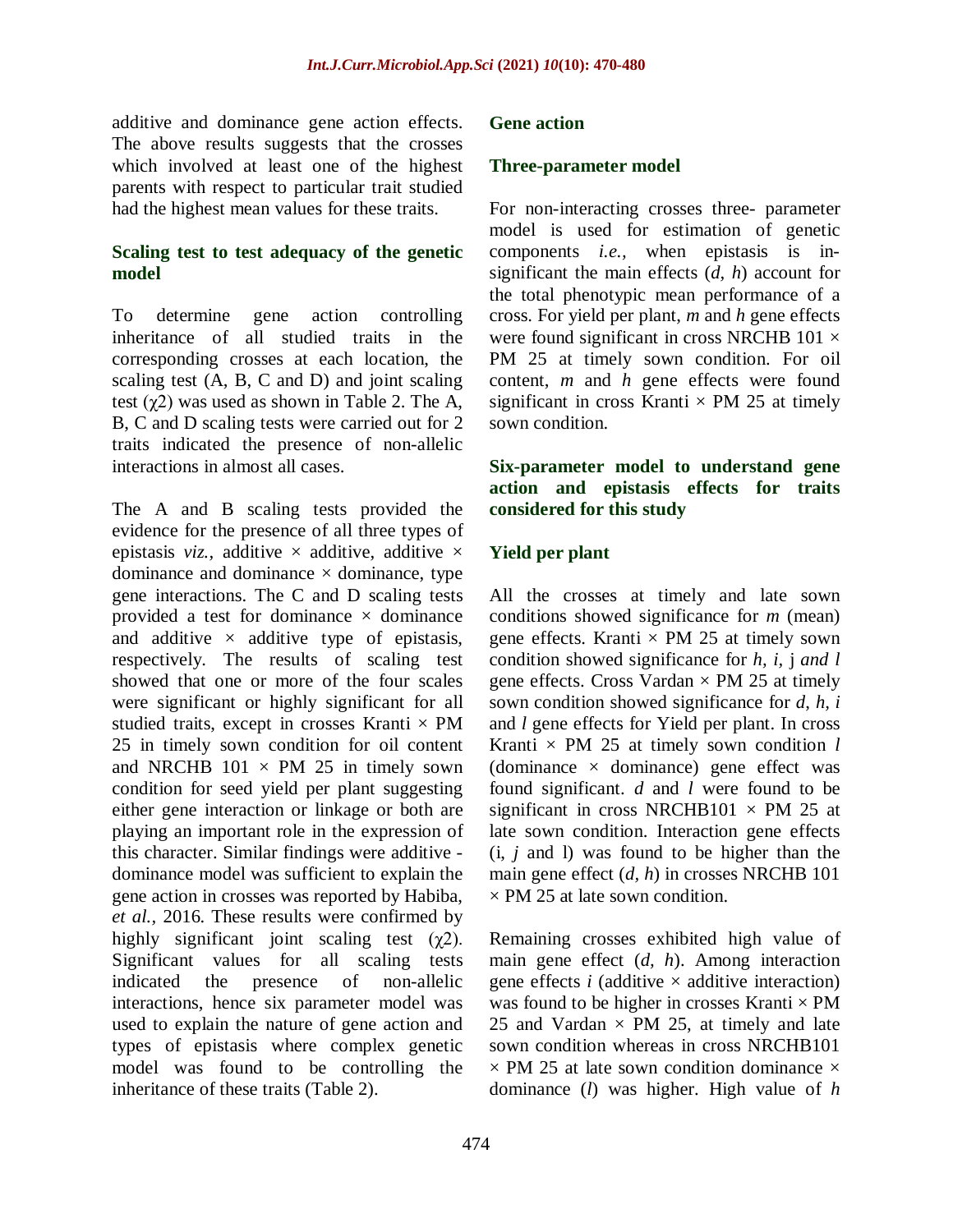additive and dominance gene action effects. The above results suggests that the crosses which involved at least one of the highest parents with respect to particular trait studied had the highest mean values for these traits.

### Scaling test to test adequacy of the genetic model

To determine gene action controlling inheritance of all studied traits in the corresponding crosses at each location, the scaling test (A, B, C and D) and joint scaling test ($\chi 2$) was used as shown in Table 2. The A, B, C and D scaling tests were carried out for 2 traits indicated the presence of non-allelic interactions in almost all cases.

The A and B scaling tests provided the evidence for the presence of all three types of epistasis *viz.,* additive × additive, additive × dominance and dominance × dominance, type gene interactions. The C and D scaling tests provided a test for dominance × dominance and additive × additive type of epistasis, respectively. The results of scaling test showed that one or more of the four scales were significant or highly significant for all studied traits, except in crosses Kranti × PM 25 in timely sown condition for oil content and NRCHB 101 × PM 25 in timely sown condition for seed yield per plant suggesting either gene interaction or linkage or both are playing an important role in the expression of this character. Similar findings were additive - dominance model was sufficient to explain the gene action in crosses was reported by Habiba, *et al.,* 2016. These results were confirmed by highly significant joint scaling test ($\chi 2$). Significant values for all scaling tests indicated the presence of non-allelic interactions, hence six parameter model was used to explain the nature of gene action and types of epistasis where complex genetic model was found to be controlling the inheritance of these traits (Table 2).

### Gene action

### Three-parameter model

For non-interacting crosses three- parameter model is used for estimation of genetic components *i.e.,* when epistasis is in-significant the main effects (*d, h*) account for the total phenotypic mean performance of a cross. For yield per plant, *m* and *h* gene effects were found significant in cross NRCHB 101 × PM 25 at timely sown condition. For oil content, *m* and *h* gene effects were found significant in cross Kranti × PM 25 at timely sown condition.

### Six-parameter model to understand gene action and epistasis effects for traits considered for this study

### Yield per plant

All the crosses at timely and late sown conditions showed significance for *m* (mean) gene effects. Kranti × PM 25 at timely sown condition showed significance for *h, i,* j *and l* gene effects. Cross Vardan × PM 25 at timely sown condition showed significance for *d*, *h, i* and *l* gene effects for Yield per plant. In cross Kranti × PM 25 at timely sown condition *l* (dominance × dominance) gene effect was found significant. *d* and *l* were found to be significant in cross NRCHB101 × PM 25 at late sown condition. Interaction gene effects (i, *j* and l) was found to be higher than the main gene effect (*d, h*) in crosses NRCHB 101 × PM 25 at late sown condition.

Remaining crosses exhibited high value of main gene effect (*d, h*). Among interaction gene effects *i* (additive × additive interaction) was found to be higher in crosses Kranti × PM 25 and Vardan × PM 25, at timely and late sown condition whereas in cross NRCHB101 × PM 25 at late sown condition dominance × dominance (*l*) was higher. High value of *h*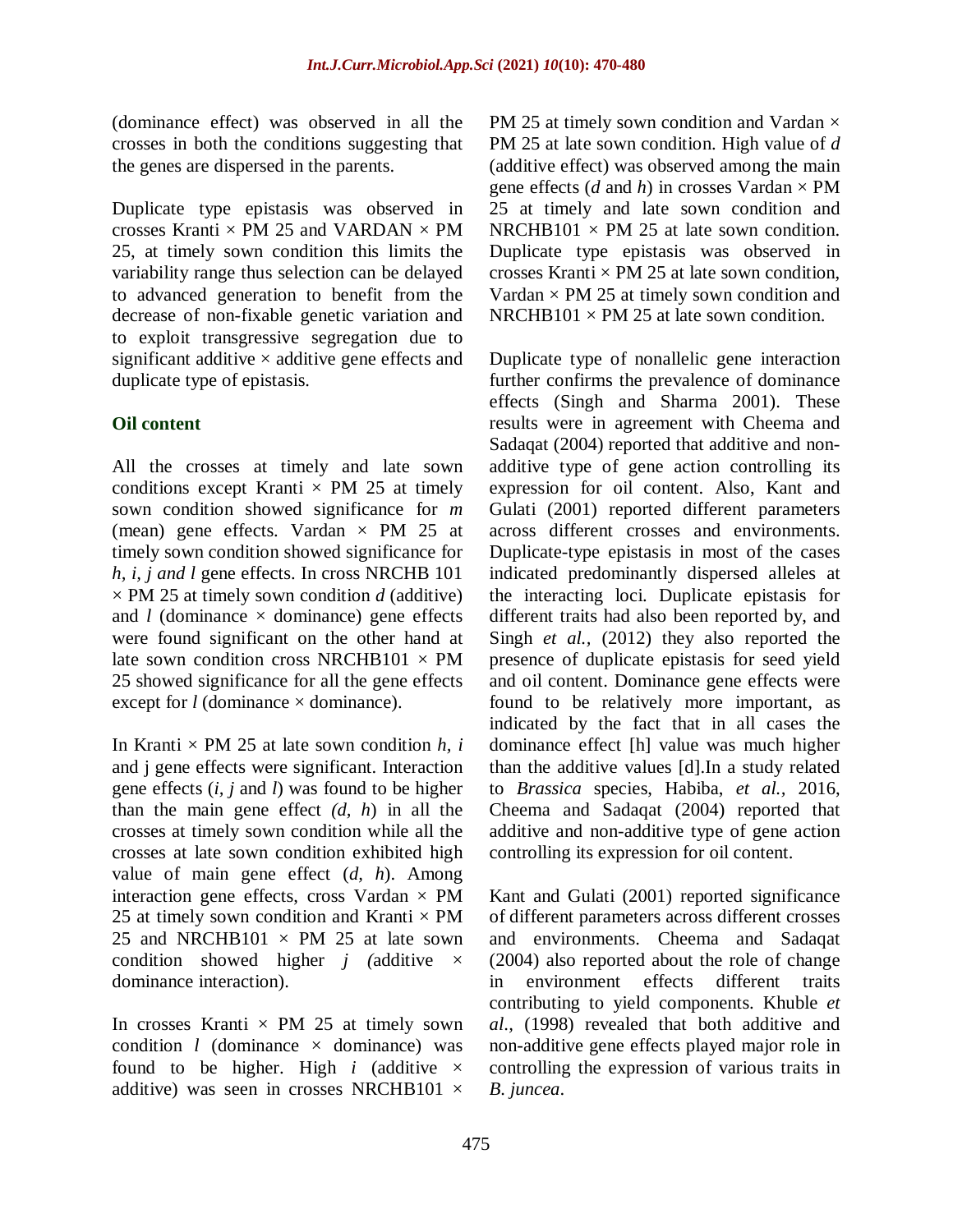(dominance effect) was observed in all the crosses in both the conditions suggesting that the genes are dispersed in the parents.

Duplicate type epistasis was observed in crosses Kranti × PM 25 and VARDAN × PM 25, at timely sown condition this limits the variability range thus selection can be delayed to advanced generation to benefit from the decrease of non-fixable genetic variation and to exploit transgressive segregation due to significant additive × additive gene effects and duplicate type of epistasis.

### Oil content

All the crosses at timely and late sown conditions except Kranti × PM 25 at timely sown condition showed significance for *m* (mean) gene effects. Vardan × PM 25 at timely sown condition showed significance for *h, i, j and l* gene effects. In cross NRCHB 101 × PM 25 at timely sown condition *d* (additive) and *l* (dominance × dominance) gene effects were found significant on the other hand at late sown condition cross NRCHB101 × PM 25 showed significance for all the gene effects except for *l* (dominance × dominance).

In Kranti × PM 25 at late sown condition *h, i* and j gene effects were significant. Interaction gene effects (*i, j* and *l*) was found to be higher than the main gene effect *(d, h*) in all the crosses at timely sown condition while all the crosses at late sown condition exhibited high value of main gene effect (*d, h*). Among interaction gene effects, cross Vardan × PM 25 at timely sown condition and Kranti × PM 25 and NRCHB101 × PM 25 at late sown condition showed higher *j (*additive × dominance interaction).

In crosses Kranti × PM 25 at timely sown condition *l* (dominance × dominance) was found to be higher. High *i* (additive × additive) was seen in crosses NRCHB101 × PM 25 at timely sown condition and Vardan × PM 25 at late sown condition. High value of *d* (additive effect) was observed among the main gene effects (*d* and *h*) in crosses Vardan × PM 25 at timely and late sown condition and NRCHB101 × PM 25 at late sown condition. Duplicate type epistasis was observed in crosses Kranti × PM 25 at late sown condition, Vardan × PM 25 at timely sown condition and NRCHB101 × PM 25 at late sown condition.

Duplicate type of nonallelic gene interaction further confirms the prevalence of dominance effects (Singh and Sharma 2001). These results were in agreement with Cheema and Sadaqat (2004) reported that additive and non-additive type of gene action controlling its expression for oil content. Also, Kant and Gulati (2001) reported different parameters across different crosses and environments. Duplicate-type epistasis in most of the cases indicated predominantly dispersed alleles at the interacting loci. Duplicate epistasis for different traits had also been reported by, and Singh *et al.,* (2012) they also reported the presence of duplicate epistasis for seed yield and oil content. Dominance gene effects were found to be relatively more important, as indicated by the fact that in all cases the dominance effect [h] value was much higher than the additive values [d].In a study related to *Brassica* species, Habiba, *et al.,* 2016, Cheema and Sadaqat (2004) reported that additive and non-additive type of gene action controlling its expression for oil content.

Kant and Gulati (2001) reported significance of different parameters across different crosses and environments. Cheema and Sadaqat (2004) also reported about the role of change in environment effects different traits contributing to yield components. Khuble *et al.,* (1998) revealed that both additive and non-additive gene effects played major role in controlling the expression of various traits in *B. juncea*.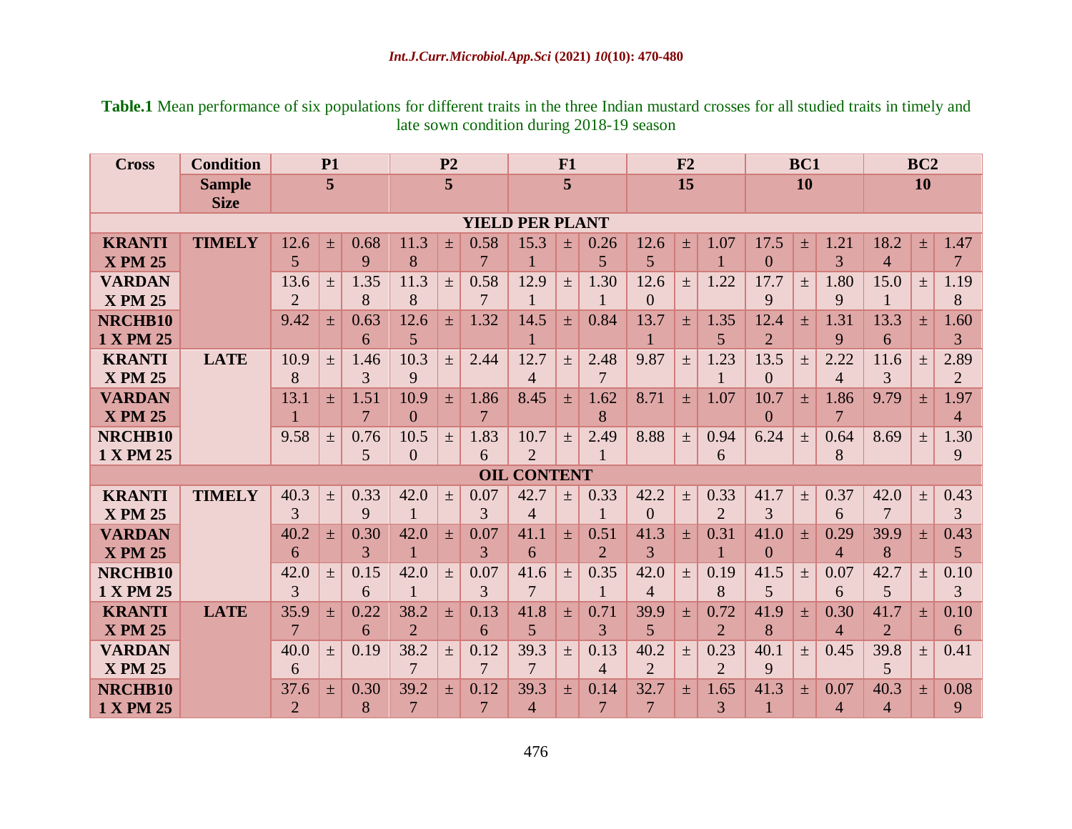**Table.1** Mean performance of six populations for different traits in the three Indian mustard crosses for all studied traits in timely and late sown condition during 2018-19 season

| Cross | Condition | P1 | P2 | F1 | F2 | BC1 | BC2 |
|---|---|---|---|---|---|---|---|
| | Sample Size | 5 | 5 | 5 | 15 | 10 | 10 |
| **YIELD PER PLANT** | | | | | | | |
| KRANTI X PM 25 | TIMELY | 12.65 ± 0.689 | 11.38 ± 0.587 | 15.31 ± 0.265 | 12.65 ± 1.071 | 17.50 ± 1.213 | 18.24 ± 1.477 |
| VARDAN X PM 25 | | 13.62 ± 1.358 | 11.38 ± 0.587 | 12.91 ± 1.301 | 12.60 ± 1.22 | 17.79 ± 1.809 | 15.01 ± 1.198 |
| NRCHB101 X PM 25 | | 9.42 ± 0.636 | 12.65 ± 1.32 | 14.51 ± 0.84 | 13.71 ± 1.355 | 12.42 ± 1.319 | 13.36 ± 1.603 |
| KRANTI X PM 25 | LATE | 10.98 ± 1.463 | 10.39 ± 2.44 | 12.74 ± 2.487 | 9.87 ± 1.231 | 13.50 ± 2.224 | 11.63 ± 2.892 |
| VARDAN X PM 25 | | 13.11 ± 1.517 | 10.90 ± 1.867 | 8.45 ± 1.628 | 8.71 ± 1.07 | 10.70 ± 1.867 | 9.79 ± 1.974 |
| NRCHB101 X PM 25 | | 9.58 ± 0.765 | 10.50 ± 1.836 | 10.72 ± 2.491 | 8.88 ± 0.946 | 6.24 ± 0.648 | 8.69 ± 1.309 |
| **OIL CONTENT** | | | | | | | |
| KRANTI X PM 25 | TIMELY | 40.33 ± 0.339 | 42.01 ± 0.073 | 42.74 ± 0.331 | 42.20 ± 0.332 | 41.73 ± 0.376 | 42.07 ± 0.433 |
| VARDAN X PM 25 | | 40.26 ± 0.303 | 42.01 ± 0.073 | 41.16 ± 0.512 | 41.33 ± 0.311 | 41.00 ± 0.294 | 39.98 ± 0.435 |
| NRCHB101 X PM 25 | | 42.03 ± 0.156 | 42.01 ± 0.073 | 41.67 ± 0.351 | 42.04 ± 0.198 | 41.55 ± 0.076 | 42.75 ± 0.103 |
| KRANTI X PM 25 | LATE | 35.97 ± 0.226 | 38.22 ± 0.136 | 41.85 ± 0.713 | 39.95 ± 0.722 | 41.98 ± 0.304 | 41.72 ± 0.106 |
| VARDAN X PM 25 | | 40.06 ± 0.19 | 38.27 ± 0.127 | 39.37 ± 0.134 | 40.22 ± 0.232 | 40.19 ± 0.45 | 39.85 ± 0.41 |
| NRCHB101 X PM 25 | | 37.62 ± 0.308 | 39.27 ± 0.127 | 39.34 ± 0.147 | 32.77 ± 1.653 | 41.31 ± 0.074 | 40.34 ± 0.089 |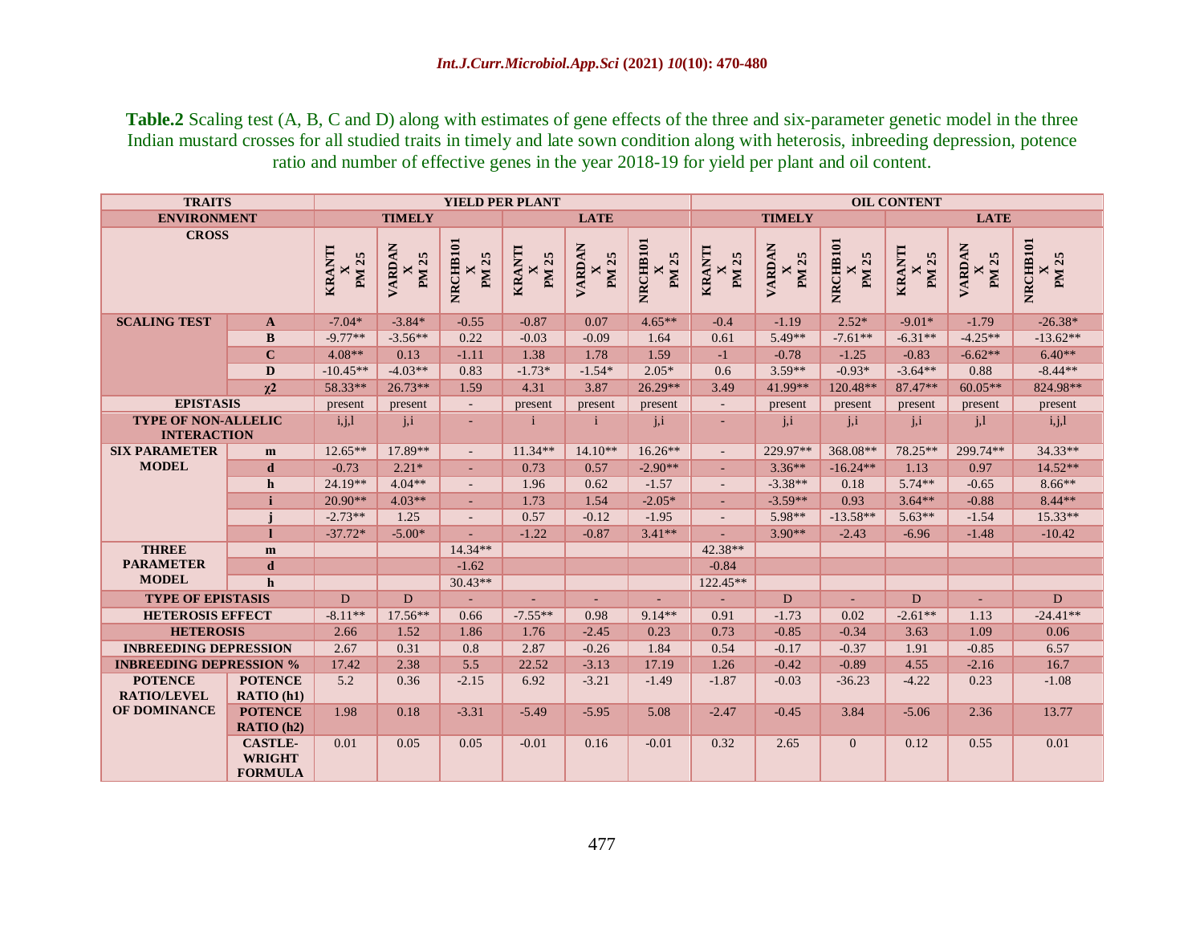**Table.2** Scaling test (A, B, C and D) along with estimates of gene effects of the three and six-parameter genetic model in the three Indian mustard crosses for all studied traits in timely and late sown condition along with heterosis, inbreeding depression, potence ratio and number of effective genes in the year 2018-19 for yield per plant and oil content.

| TRAITS | | YIELD PER PLANT | | | | | | OIL CONTENT | | | | | |
|---|---|---|---|---|---|---|---|---|---|---|---|---|---|
| ENVIRONMENT | | TIMELY | | | LATE | | | TIMELY | | | LATE | | |
| CROSS | | KRANTI X PM 25 | VARDAN X PM 25 | NRCHB101 X PM 25 | KRANTI X PM 25 | VARDAN X PM 25 | NRCHB101 X PM 25 | KRANTI X PM 25 | VARDAN X PM 25 | NRCHB101 X PM 25 | KRANTI X PM 25 | VARDAN X PM 25 | NRCHB101 X PM 25 |
| SCALING TEST | A | -7.04* | -3.84* | -0.55 | -0.87 | 0.07 | 4.65** | -0.4 | -1.19 | 2.52* | -9.01* | -1.79 | -26.38* |
| | B | -9.77** | -3.56** | 0.22 | -0.03 | -0.09 | 1.64 | 0.61 | 5.49** | -7.61** | -6.31** | -4.25** | -13.62** |
| | C | 4.08** | 0.13 | -1.11 | 1.38 | 1.78 | 1.59 | -1 | -0.78 | -1.25 | -0.83 | -6.62** | 6.40** |
| | D | -10.45** | -4.03** | 0.83 | -1.73* | -1.54* | 2.05* | 0.6 | 3.59** | -0.93* | -3.64** | 0.88 | -8.44** |
| | $\chi^2$ | 58.33** | 26.73** | 1.59 | 4.31 | 3.87 | 26.29** | 3.49 | 41.99** | 120.48** | 87.47** | 60.05** | 824.98** |
| EPISTASIS | | present | present | - | present | present | present | - | present | present | present | present | present |
| TYPE OF NON-ALLELIC INTERACTION | | i,j,l | j,i | - | i | i | j,i | - | j,i | j,i | j,i | j,l | i,j,l |
| SIX PARAMETER MODEL | m | 12.65** | 17.89** | - | 11.34** | 14.10** | 16.26** | - | 229.97** | 368.08** | 78.25** | 299.74** | 34.33** |
| | d | -0.73 | 2.21* | - | 0.73 | 0.57 | -2.90** | - | 3.36** | -16.24** | 1.13 | 0.97 | 14.52** |
| | h | 24.19** | 4.04** | - | 1.96 | 0.62 | -1.57 | - | -3.38** | 0.18 | 5.74** | -0.65 | 8.66** |
| | i | 20.90** | 4.03** | - | 1.73 | 1.54 | -2.05* | - | -3.59** | 0.93 | 3.64** | -0.88 | 8.44** |
| | j | -2.73** | 1.25 | - | 0.57 | -0.12 | -1.95 | - | 5.98** | -13.58** | 5.63** | -1.54 | 15.33** |
| | l | -37.72* | -5.00* | - | -1.22 | -0.87 | 3.41** | - | 3.90** | -2.43 | -6.96 | -1.48 | -10.42 |
| THREE PARAMETER MODEL | m | | | 14.34** | | | | 42.38** | | | | | |
| | d | | | -1.62 | | | | -0.84 | | | | | |
| | h | | | 30.43** | | | | 122.45** | | | | | |
| TYPE OF EPISTASIS | | D | D | - | - | - | - | - | D | - | D | - | D |
| HETEROSIS EFFECT | | -8.11** | 17.56** | 0.66 | -7.55** | 0.98 | 9.14** | 0.91 | -1.73 | 0.02 | -2.61** | 1.13 | -24.41** |
| HETEROSIS | | 2.66 | 1.52 | 1.86 | 1.76 | -2.45 | 0.23 | 0.73 | -0.85 | -0.34 | 3.63 | 1.09 | 0.06 |
| INBREEDING DEPRESSION | | 2.67 | 0.31 | 0.8 | 2.87 | -0.26 | 1.84 | 0.54 | -0.17 | -0.37 | 1.91 | -0.85 | 6.57 |
| INBREEDING DEPRESSION % | | 17.42 | 2.38 | 5.5 | 22.52 | -3.13 | 17.19 | 1.26 | -0.42 | -0.89 | 4.55 | -2.16 | 16.7 |
| POTENCE RATIO/LEVEL OF DOMINANCE | POTENCE RATIO (h1) | 5.2 | 0.36 | -2.15 | 6.92 | -3.21 | -1.49 | -1.87 | -0.03 | -36.23 | -4.22 | 0.23 | -1.08 |
| | POTENCE RATIO (h2) | 1.98 | 0.18 | -3.31 | -5.49 | -5.95 | 5.08 | -2.47 | -0.45 | 3.84 | -5.06 | 2.36 | 13.77 |
| | CASTLE-WRIGHT FORMULA | 0.01 | 0.05 | 0.05 | -0.01 | 0.16 | -0.01 | 0.32 | 2.65 | 0 | 0.12 | 0.55 | 0.01 |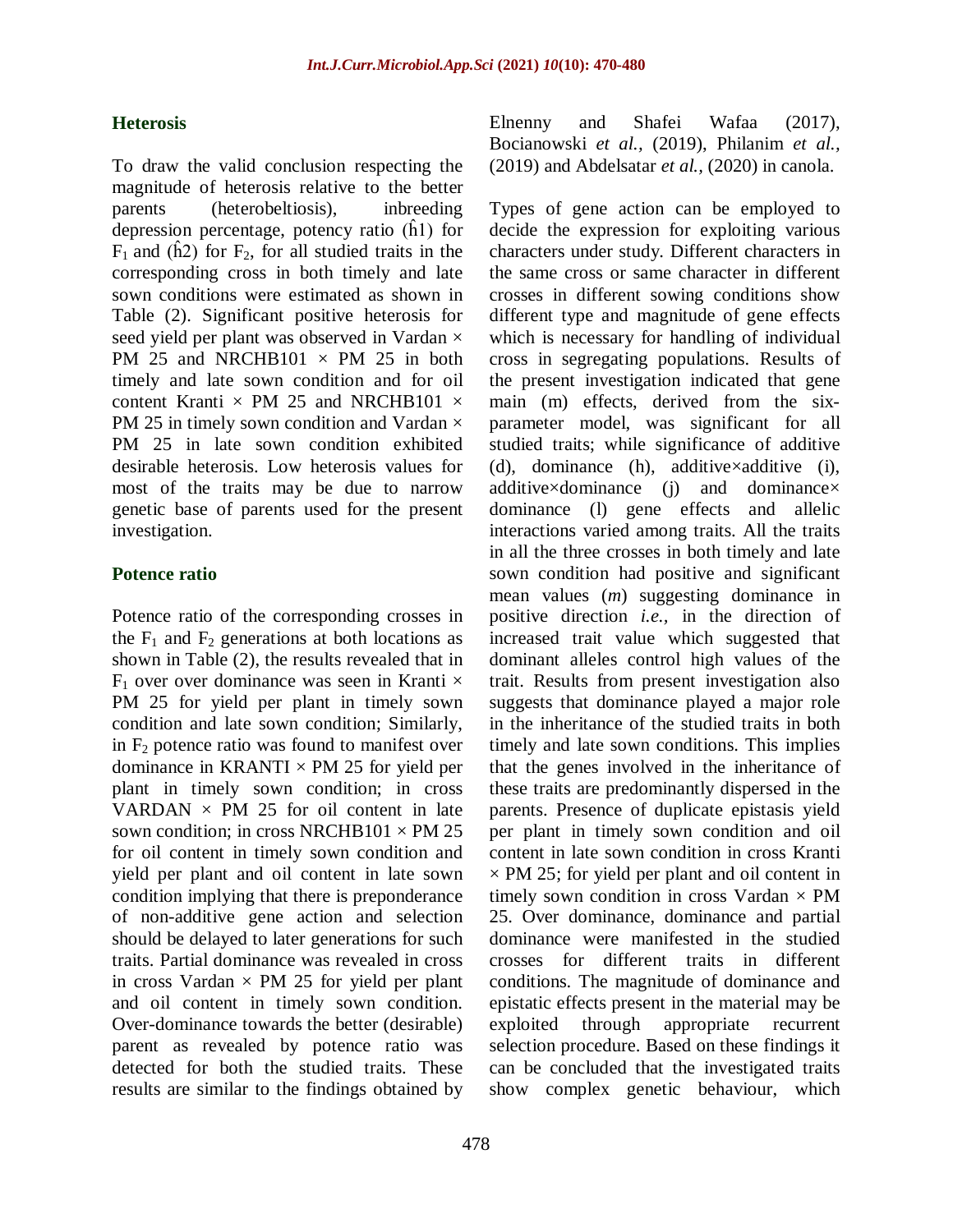## Heterosis

To draw the valid conclusion respecting the magnitude of heterosis relative to the better parents (heterobeltiosis), inbreeding depression percentage, potency ratio ($\hat{h}1$) for $F_1$ and ($\hat{h}2$) for $F_2$, for all studied traits in the corresponding cross in both timely and late sown conditions were estimated as shown in Table (2). Significant positive heterosis for seed yield per plant was observed in Vardan × PM 25 and NRCHB101 × PM 25 in both timely and late sown condition and for oil content Kranti × PM 25 and NRCHB101 × PM 25 in timely sown condition and Vardan × PM 25 in late sown condition exhibited desirable heterosis. Low heterosis values for most of the traits may be due to narrow genetic base of parents used for the present investigation.

## Potence ratio

Potence ratio of the corresponding crosses in the $F_1$ and $F_2$ generations at both locations as shown in Table (2), the results revealed that in $F_1$ over over dominance was seen in Kranti × PM 25 for yield per plant in timely sown condition and late sown condition; Similarly, in $F_2$ potence ratio was found to manifest over dominance in KRANTI × PM 25 for yield per plant in timely sown condition; in cross VARDAN × PM 25 for oil content in late sown condition; in cross NRCHB101 × PM 25 for oil content in timely sown condition and yield per plant and oil content in late sown condition implying that there is preponderance of non-additive gene action and selection should be delayed to later generations for such traits. Partial dominance was revealed in cross in cross Vardan × PM 25 for yield per plant and oil content in timely sown condition. Over-dominance towards the better (desirable) parent as revealed by potence ratio was detected for both the studied traits. These results are similar to the findings obtained by Elnenny and Shafei Wafaa (2017), Bocianowski *et al.,* (2019), Philanim *et al.,* (2019) and Abdelsatar *et al.,* (2020) in canola.

Types of gene action can be employed to decide the expression for exploiting various characters under study. Different characters in the same cross or same character in different crosses in different sowing conditions show different type and magnitude of gene effects which is necessary for handling of individual cross in segregating populations. Results of the present investigation indicated that gene main (m) effects, derived from the six-parameter model, was significant for all studied traits; while significance of additive (d), dominance (h), additive×additive (i), additive×dominance (j) and dominance× dominance (l) gene effects and allelic interactions varied among traits. All the traits in all the three crosses in both timely and late sown condition had positive and significant mean values (*m*) suggesting dominance in positive direction *i.e.,* in the direction of increased trait value which suggested that dominant alleles control high values of the trait. Results from present investigation also suggests that dominance played a major role in the inheritance of the studied traits in both timely and late sown conditions. This implies that the genes involved in the inheritance of these traits are predominantly dispersed in the parents. Presence of duplicate epistasis yield per plant in timely sown condition and oil content in late sown condition in cross Kranti × PM 25; for yield per plant and oil content in timely sown condition in cross Vardan × PM 25. Over dominance, dominance and partial dominance were manifested in the studied crosses for different traits in different conditions. The magnitude of dominance and epistatic effects present in the material may be exploited through appropriate recurrent selection procedure. Based on these findings it can be concluded that the investigated traits show complex genetic behaviour, which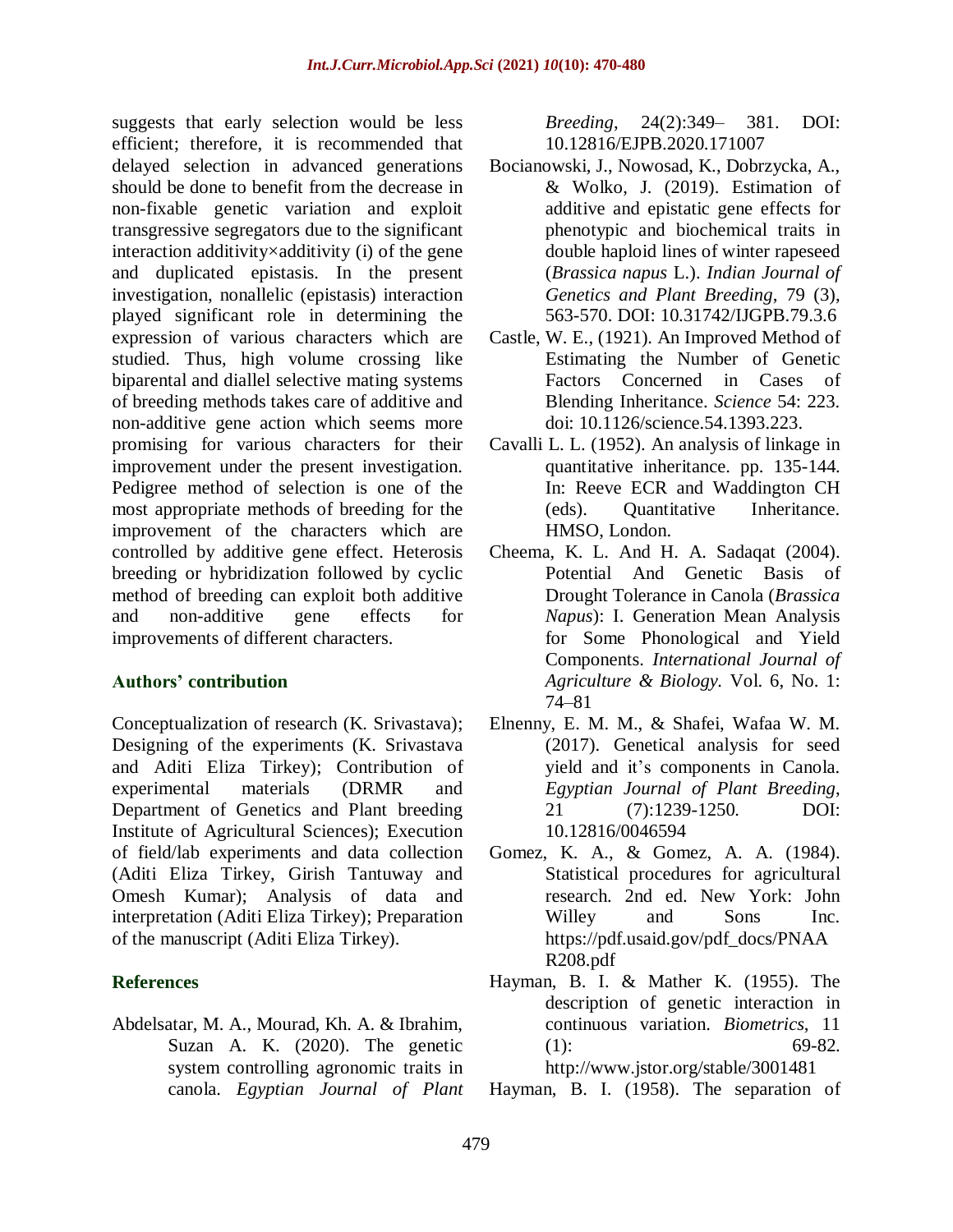suggests that early selection would be less efficient; therefore, it is recommended that delayed selection in advanced generations should be done to benefit from the decrease in non-fixable genetic variation and exploit transgressive segregators due to the significant interaction additivity×additivity (i) of the gene and duplicated epistasis. In the present investigation, nonallelic (epistasis) interaction played significant role in determining the expression of various characters which are studied. Thus, high volume crossing like biparental and diallel selective mating systems of breeding methods takes care of additive and non-additive gene action which seems more promising for various characters for their improvement under the present investigation. Pedigree method of selection is one of the most appropriate methods of breeding for the improvement of the characters which are controlled by additive gene effect. Heterosis breeding or hybridization followed by cyclic method of breeding can exploit both additive and non-additive gene effects for improvements of different characters.

## Authors' contribution

Conceptualization of research (K. Srivastava); Designing of the experiments (K. Srivastava and Aditi Eliza Tirkey); Contribution of experimental materials (DRMR and Department of Genetics and Plant breeding Institute of Agricultural Sciences); Execution of field/lab experiments and data collection (Aditi Eliza Tirkey, Girish Tantuway and Omesh Kumar); Analysis of data and interpretation (Aditi Eliza Tirkey); Preparation of the manuscript (Aditi Eliza Tirkey).

## References

Abdelsatar, M. A., Mourad, Kh. A. & Ibrahim, Suzan A. K. (2020). The genetic system controlling agronomic traits in canola. *Egyptian Journal of Plant Breeding*, 24(2):349– 381. DOI: 10.12816/EJPB.2020.171007

Bocianowski, J., Nowosad, K., Dobrzycka, A., & Wolko, J. (2019). Estimation of additive and epistatic gene effects for phenotypic and biochemical traits in double haploid lines of winter rapeseed (*Brassica napus* L.). *Indian Journal of Genetics and Plant Breeding*, 79 (3), 563-570. DOI: 10.31742/IJGPB.79.3.6

Castle, W. E., (1921). An Improved Method of Estimating the Number of Genetic Factors Concerned in Cases of Blending Inheritance. *Science* 54: 223. doi: 10.1126/science.54.1393.223.

Cavalli L. L. (1952). An analysis of linkage in quantitative inheritance. pp. 135-144. In: Reeve ECR and Waddington CH (eds). Quantitative Inheritance. HMSO, London.

Cheema, K. L. And H. A. Sadaqat (2004). Potential And Genetic Basis of Drought Tolerance in Canola (*Brassica Napus*): I. Generation Mean Analysis for Some Phonological and Yield Components. *International Journal of Agriculture & Biology.* Vol. 6, No. 1: 74–81

Elnenny, E. M. M., & Shafei, Wafaa W. M. (2017). Genetical analysis for seed yield and it's components in Canola. *Egyptian Journal of Plant Breeding*, 21 (7):1239-1250. DOI: 10.12816/0046594

Gomez, K. A., & Gomez, A. A. (1984). Statistical procedures for agricultural research. 2nd ed. New York: John Willey and Sons Inc. https://pdf.usaid.gov/pdf_docs/PNAAR208.pdf

Hayman, B. I. & Mather K. (1955). The description of genetic interaction in continuous variation. *Biometrics*, 11 (1): 69-82. http://www.jstor.org/stable/3001481

Hayman, B. I. (1958). The separation of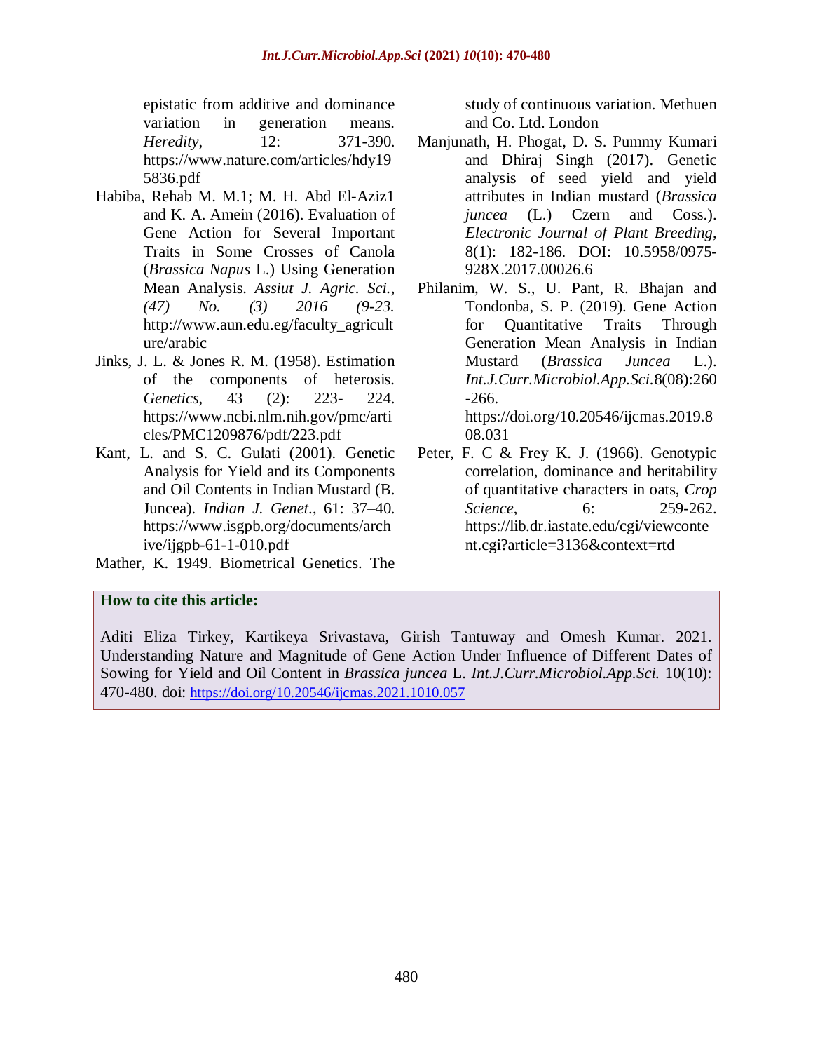epistatic from additive and dominance variation in generation means. *Heredity*, 12: 371-390. https://www.nature.com/articles/hdy195836.pdf

Habiba, Rehab M. M.1; M. H. Abd El-Aziz1 and K. A. Amein (2016). Evaluation of Gene Action for Several Important Traits in Some Crosses of Canola (*Brassica Napus* L.) Using Generation Mean Analysis. *Assiut J. Agric. Sci., (47) No. (3) 2016 (9-23.* http://www.aun.edu.eg/faculty_agriculture/arabic

Jinks, J. L. & Jones R. M. (1958). Estimation of the components of heterosis. *Genetics*, 43 (2): 223- 224. https://www.ncbi.nlm.nih.gov/pmc/articles/PMC1209876/pdf/223.pdf

Kant, L. and S. C. Gulati (2001). Genetic Analysis for Yield and its Components and Oil Contents in Indian Mustard (B. Juncea). *Indian J. Genet*., 61: 37–40. https://www.isgpb.org/documents/archive/ijgpb-61-1-010.pdf

Mather, K. 1949. Biometrical Genetics. The study of continuous variation. Methuen and Co. Ltd. London

Manjunath, H. Phogat, D. S. Pummy Kumari and Dhiraj Singh (2017). Genetic analysis of seed yield and yield attributes in Indian mustard (*Brassica juncea* (L.) Czern and Coss.). *Electronic Journal of Plant Breeding*, 8(1): 182-186. DOI: 10.5958/0975-928X.2017.00026.6

Philanim, W. S., U. Pant, R. Bhajan and Tondonba, S. P. (2019). Gene Action for Quantitative Traits Through Generation Mean Analysis in Indian Mustard (*Brassica Juncea* L.). *Int.J.Curr.Microbiol.App.Sci*.8(08):260-266. https://doi.org/10.20546/ijcmas.2019.808.031

Peter, F. C & Frey K. J. (1966). Genotypic correlation, dominance and heritability of quantitative characters in oats, *Crop Science*, 6: 259-262. https://lib.dr.iastate.edu/cgi/viewcontent.cgi?article=3136&context=rtd

**How to cite this article:**

Aditi Eliza Tirkey, Kartikeya Srivastava, Girish Tantuway and Omesh Kumar. 2021. Understanding Nature and Magnitude of Gene Action Under Influence of Different Dates of Sowing for Yield and Oil Content in *Brassica juncea* L. *Int.J.Curr.Microbiol.App.Sci.* 10(10): 470-480. doi: https://doi.org/10.20546/ijcmas.2021.1010.057